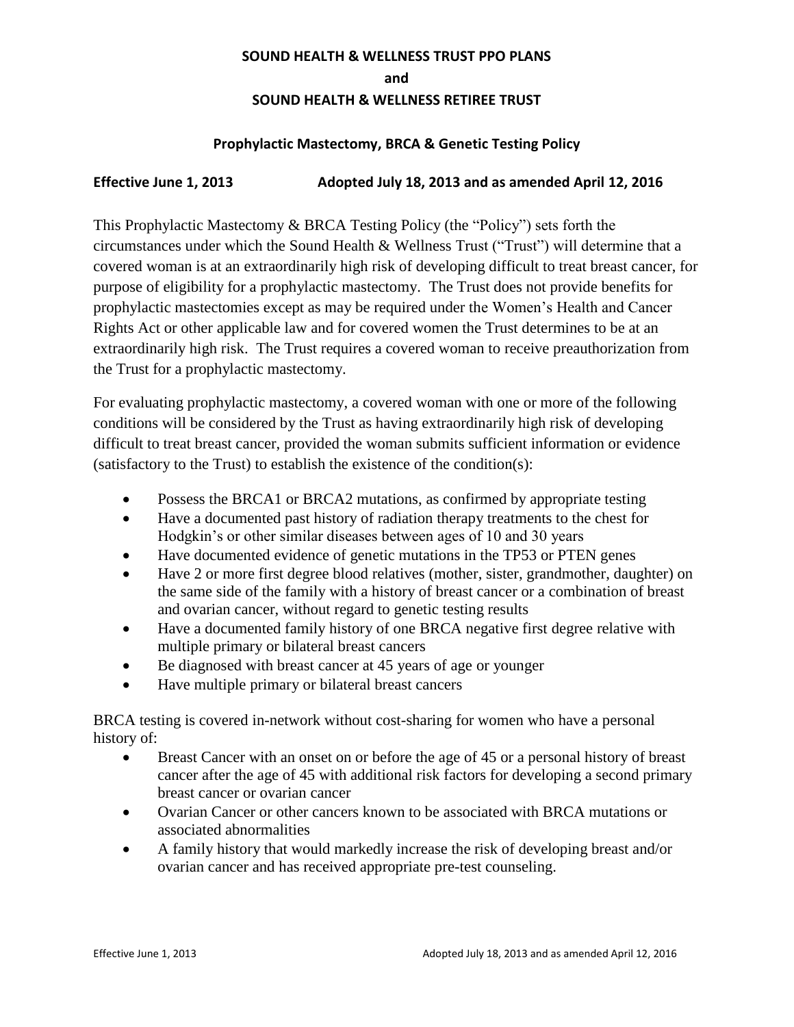# SOUND HEALTH & WELLNESS TRUST PPO PLANS

**and**

# SOUND HEALTH & WELLNESS RETIREE TRUST

## Prophylactic Mastectomy, BRCA & Genetic Testing Policy

**Effective June 1, 2013 Adopted July 18, 2013 and as amended April 12, 2016**

This Prophylactic Mastectomy & BRCA Testing Policy (the "Policy") sets forth the circumstances under which the Sound Health & Wellness Trust ("Trust") will determine that a covered woman is at an extraordinarily high risk of developing difficult to treat breast cancer, for purpose of eligibility for a prophylactic mastectomy. The Trust does not provide benefits for prophylactic mastectomies except as may be required under the Women's Health and Cancer Rights Act or other applicable law and for covered women the Trust determines to be at an extraordinarily high risk. The Trust requires a covered woman to receive preauthorization from the Trust for a prophylactic mastectomy.

For evaluating prophylactic mastectomy, a covered woman with one or more of the following conditions will be considered by the Trust as having extraordinarily high risk of developing difficult to treat breast cancer, provided the woman submits sufficient information or evidence (satisfactory to the Trust) to establish the existence of the condition(s):

- Possess the BRCA1 or BRCA2 mutations, as confirmed by appropriate testing
- Have a documented past history of radiation therapy treatments to the chest for Hodgkin's or other similar diseases between ages of 10 and 30 years
- Have documented evidence of genetic mutations in the TP53 or PTEN genes
- Have 2 or more first degree blood relatives (mother, sister, grandmother, daughter) on the same side of the family with a history of breast cancer or a combination of breast and ovarian cancer, without regard to genetic testing results
- Have a documented family history of one BRCA negative first degree relative with multiple primary or bilateral breast cancers
- Be diagnosed with breast cancer at 45 years of age or younger
- Have multiple primary or bilateral breast cancers

BRCA testing is covered in-network without cost-sharing for women who have a personal history of:

- Breast Cancer with an onset on or before the age of 45 or a personal history of breast cancer after the age of 45 with additional risk factors for developing a second primary breast cancer or ovarian cancer
- Ovarian Cancer or other cancers known to be associated with BRCA mutations or associated abnormalities
- A family history that would markedly increase the risk of developing breast and/or ovarian cancer and has received appropriate pre-test counseling.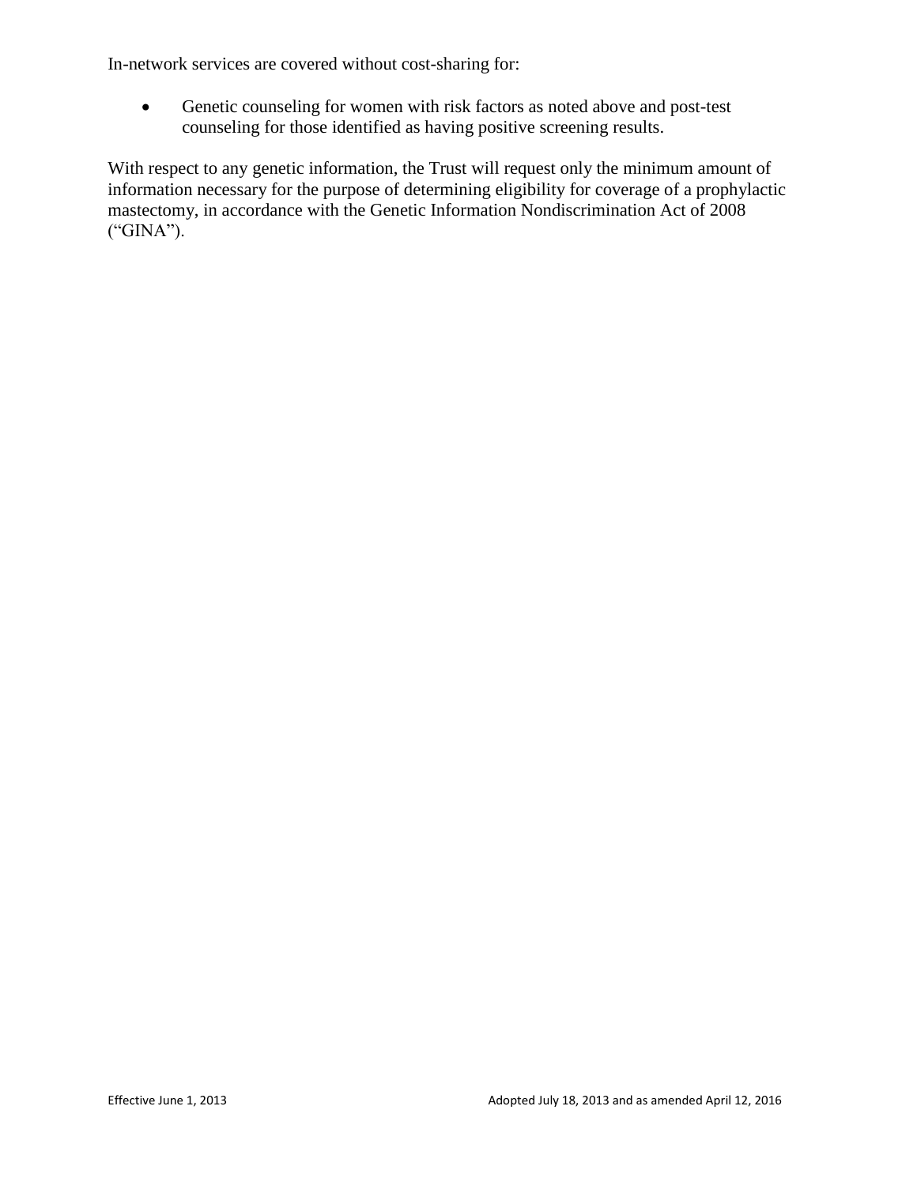In-network services are covered without cost-sharing for:

- Genetic counseling for women with risk factors as noted above and post-test counseling for those identified as having positive screening results.

With respect to any genetic information, the Trust will request only the minimum amount of information necessary for the purpose of determining eligibility for coverage of a prophylactic mastectomy, in accordance with the Genetic Information Nondiscrimination Act of 2008 ("GINA").